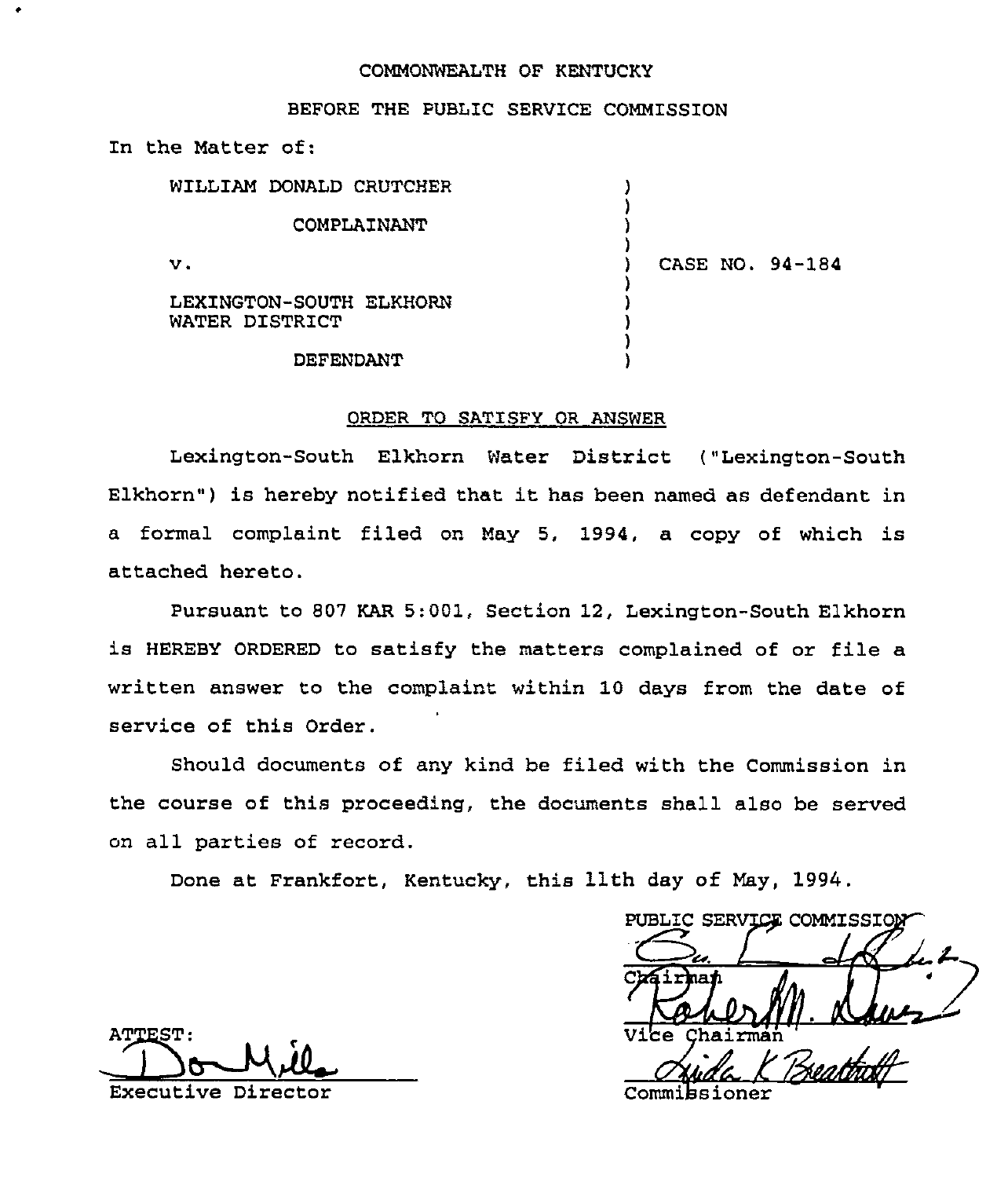COMMONWEALTH OF KENTUCKY

BEFORE THE PUBLIC SERVICE COMMISSION

In the Matter of:

| | | |
|---|---|---|
| WILLIAM DONALD CRUTCHER | ) | |
| COMPLAINANT | ) | |
| v. | ) | CASE NO. 94-184 |
| LEXINGTON-SOUTH ELKHORN WATER DISTRICT | ) | |
| DEFENDANT | ) | |

ORDER TO SATISFY OR ANSWER

Lexington-South Elkhorn Water District ("Lexington-South Elkhorn") is hereby notified that it has been named as defendant in a formal complaint filed on May 5, 1994, a copy of which is attached hereto.

Pursuant to 807 KAR 5:001, Section 12, Lexington-South Elkhorn is HEREBY ORDERED to satisfy the matters complained of or file a written answer to the complaint within 10 days from the date of service of this Order.

Should documents of any kind be filed with the Commission in the course of this proceeding, the documents shall also be served on all parties of record.

Done at Frankfort, Kentucky, this 11th day of May, 1994.

PUBLIC SERVICE COMMISSION

Chairman

Vice Chairman

Commissioner

ATTEST:

Executive Director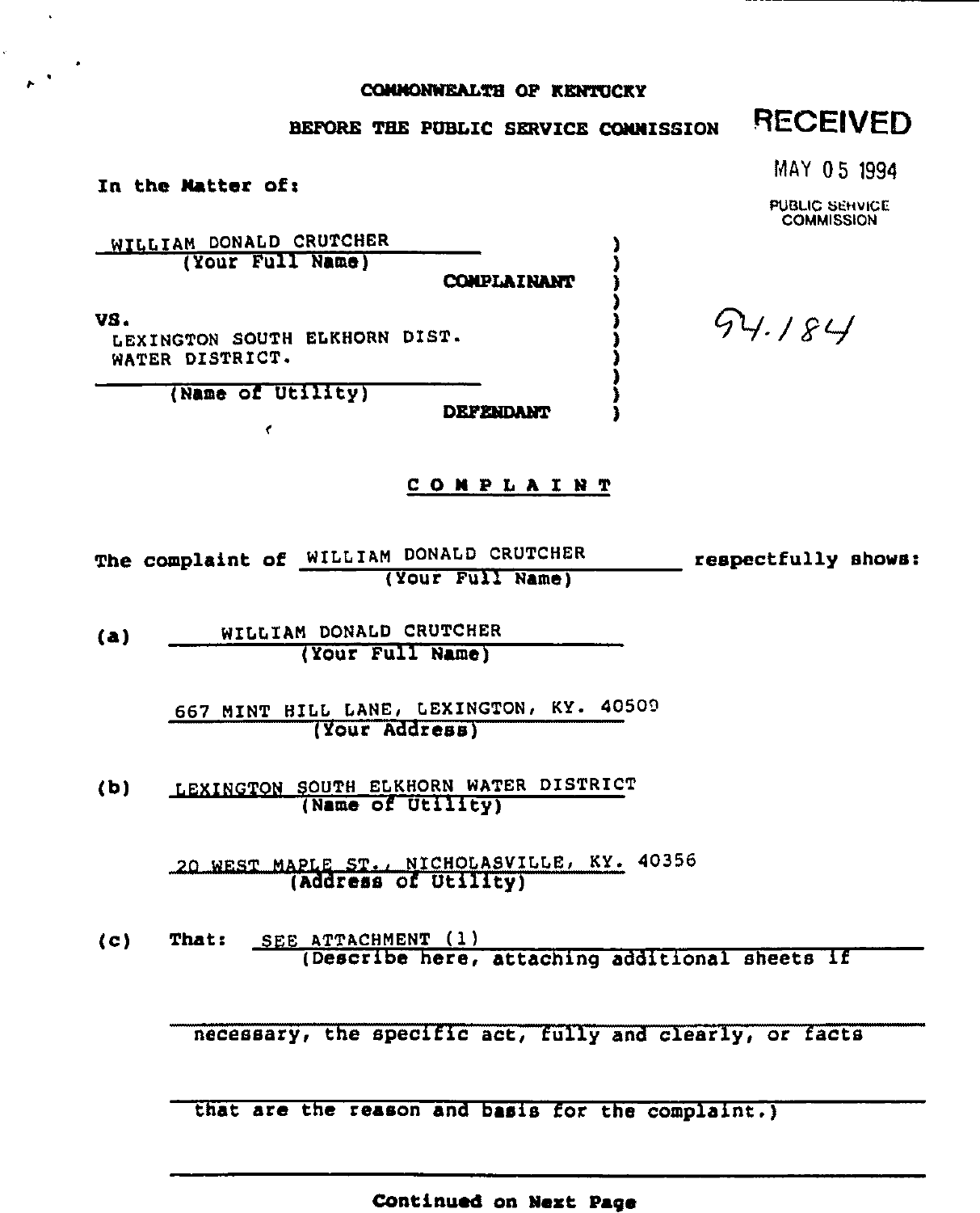COMMONWEALTH OF KENTUCKY

BEFORE THE PUBLIC SERVICE COMMISSION

RECEIVED

MAY 05 1994

PUBLIC SERVICE COMMISSION

In the Matter of:

WILLIAM DONALD CRUTCHER
(Your Full Name)

COMPLAINANT

VS.

LEXINGTON SOUTH ELKHORN DIST. WATER DISTRICT.
(Name of Utility)

DEFENDANT

94.184

## COMPLAINT

The complaint of WILLIAM DONALD CRUTCHER (Your Full Name) respectfully shows:

(a) WILLIAM DONALD CRUTCHER
(Your Full Name)

667 MINT HILL LANE, LEXINGTON, KY. 40509
(Your Address)

(b) LEXINGTON SOUTH ELKHORN WATER DISTRICT
(Name of Utility)

20 WEST MAPLE ST., NICHOLASVILLE, KY. 40356
(Address of Utility)

(c) That: SEE ATTACHMENT (1)
(Describe here, attaching additional sheets if necessary, the specific act, fully and clearly, or facts that are the reason and basis for the complaint.)

Continued on Next Page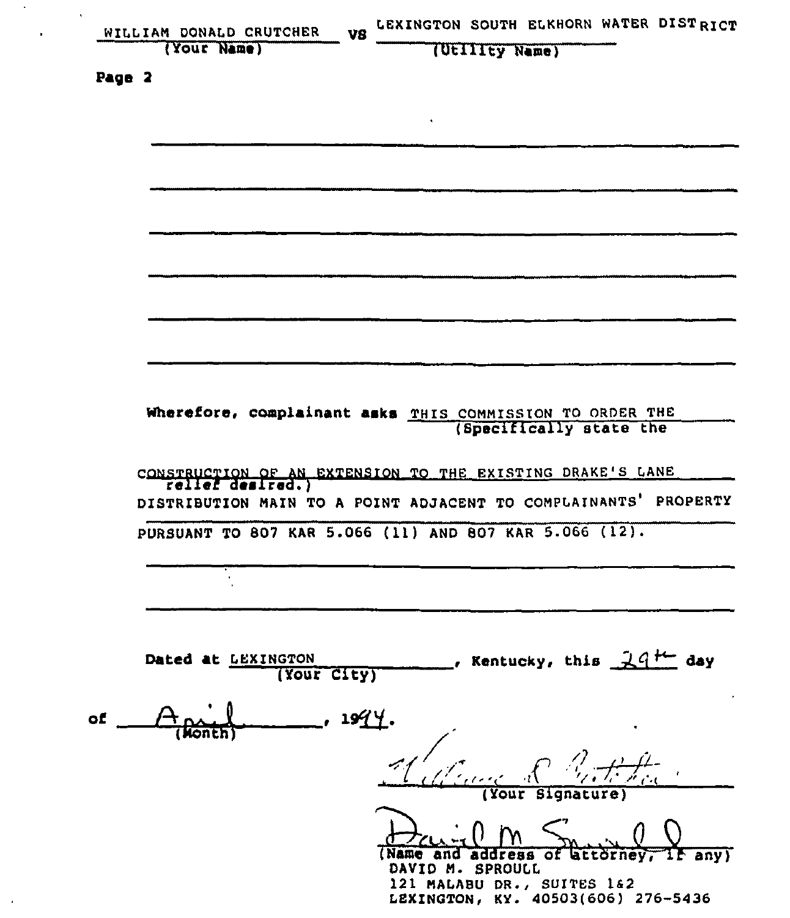WILLIAM DONALD CRUTCHER vs LEXINGTON SOUTH ELKHORN WATER DISTRICT
(Your Name) (Utility Name)

Page 2

Wherefore, complainant asks THIS COMMISSION TO ORDER THE CONSTRUCTION OF AN EXTENSION TO THE EXISTING DRAKE'S LANE DISTRIBUTION MAIN TO A POINT ADJACENT TO COMPLAINANTS' PROPERTY PURSUANT TO 807 KAR 5.066 (11) AND 807 KAR 5.066 (12).
(Specifically state the relief desired.)

Dated at LEXINGTON, Kentucky, this 29th day
(Your City)

of April, 1994.
(Month)

William D. Crutcher
(Your Signature)

David M. Sproull
(Name and address of attorney, if any)
DAVID M. SPROULL
121 MALABU DR., SUITES 1&2
LEXINGTON, KY. 40503 (606) 276-5436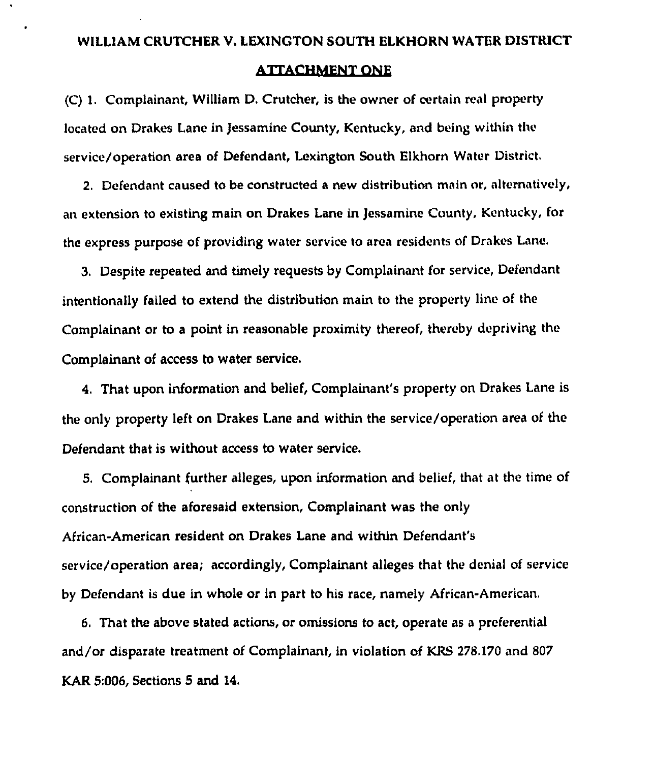# WILLIAM CRUTCHER V. LEXINGTON SOUTH ELKHORN WATER DISTRICT

## ATTACHMENT ONE

(C) 1. Complainant, William D. Crutcher, is the owner of certain real property located on Drakes Lane in Jessamine County, Kentucky, and being within the service/operation area of Defendant, Lexington South Elkhorn Water District.

2. Defendant caused to be constructed a new distribution main or, alternatively, an extension to existing main on Drakes Lane in Jessamine County, Kentucky, for the express purpose of providing water service to area residents of Drakes Lane.

3. Despite repeated and timely requests by Complainant for service, Defendant intentionally failed to extend the distribution main to the property line of the Complainant or to a point in reasonable proximity thereof, thereby depriving the Complainant of access to water service.

4. That upon information and belief, Complainant's property on Drakes Lane is the only property left on Drakes Lane and within the service/operation area of the Defendant that is without access to water service.

5. Complainant further alleges, upon information and belief, that at the time of construction of the aforesaid extension, Complainant was the only African-American resident on Drakes Lane and within Defendant's service/operation area; accordingly, Complainant alleges that the denial of service by Defendant is due in whole or in part to his race, namely African-American.

6. That the above stated actions, or omissions to act, operate as a preferential and/or disparate treatment of Complainant, in violation of KRS 278.170 and 807 KAR 5:006, Sections 5 and 14.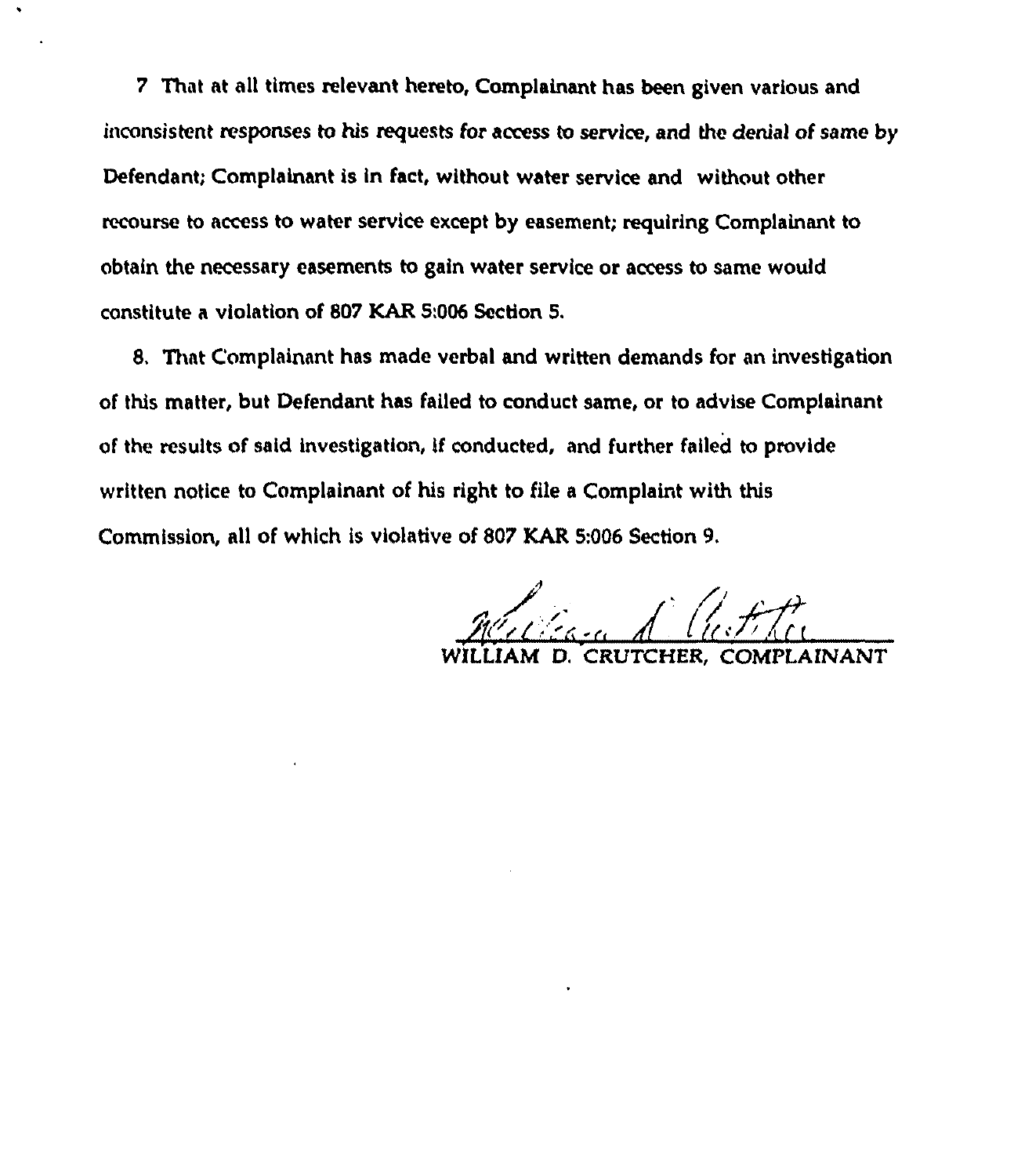7 That at all times relevant hereto, Complainant has been given various and inconsistent responses to his requests for access to service, and the denial of same by Defendant; Complainant is in fact, without water service and without other recourse to access to water service except by easement; requiring Complainant to obtain the necessary easements to gain water service or access to same would constitute a violation of 807 KAR 5:006 Section 5.

8. That Complainant has made verbal and written demands for an investigation of this matter, but Defendant has failed to conduct same, or to advise Complainant of the results of said investigation, if conducted, and further failed to provide written notice to Complainant of his right to file a Complaint with this Commission, all of which is violative of 807 KAR 5:006 Section 9.

WILLIAM D. CRUTCHER, COMPLAINANT